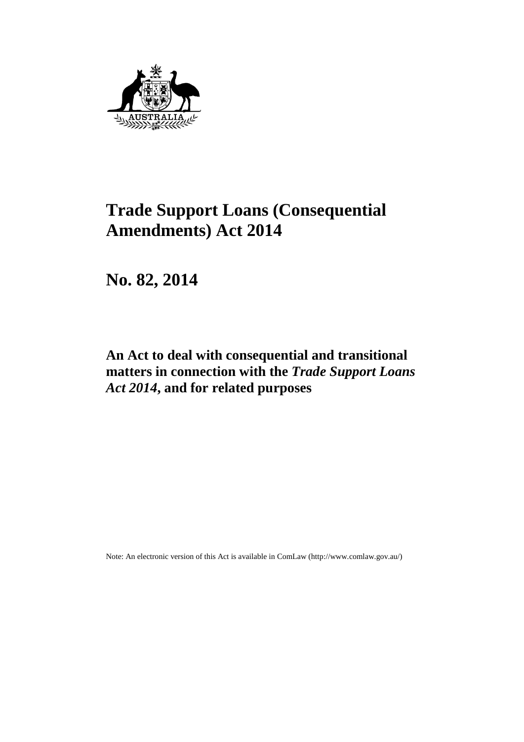# Trade Support Loans (Consequential Amendments) Act 2014

## No. 82, 2014

### An Act to deal with consequential and transitional matters in connection with the *Trade Support Loans Act 2014*, and for related purposes

Note: An electronic version of this Act is available in ComLaw (http://www.comlaw.gov.au/)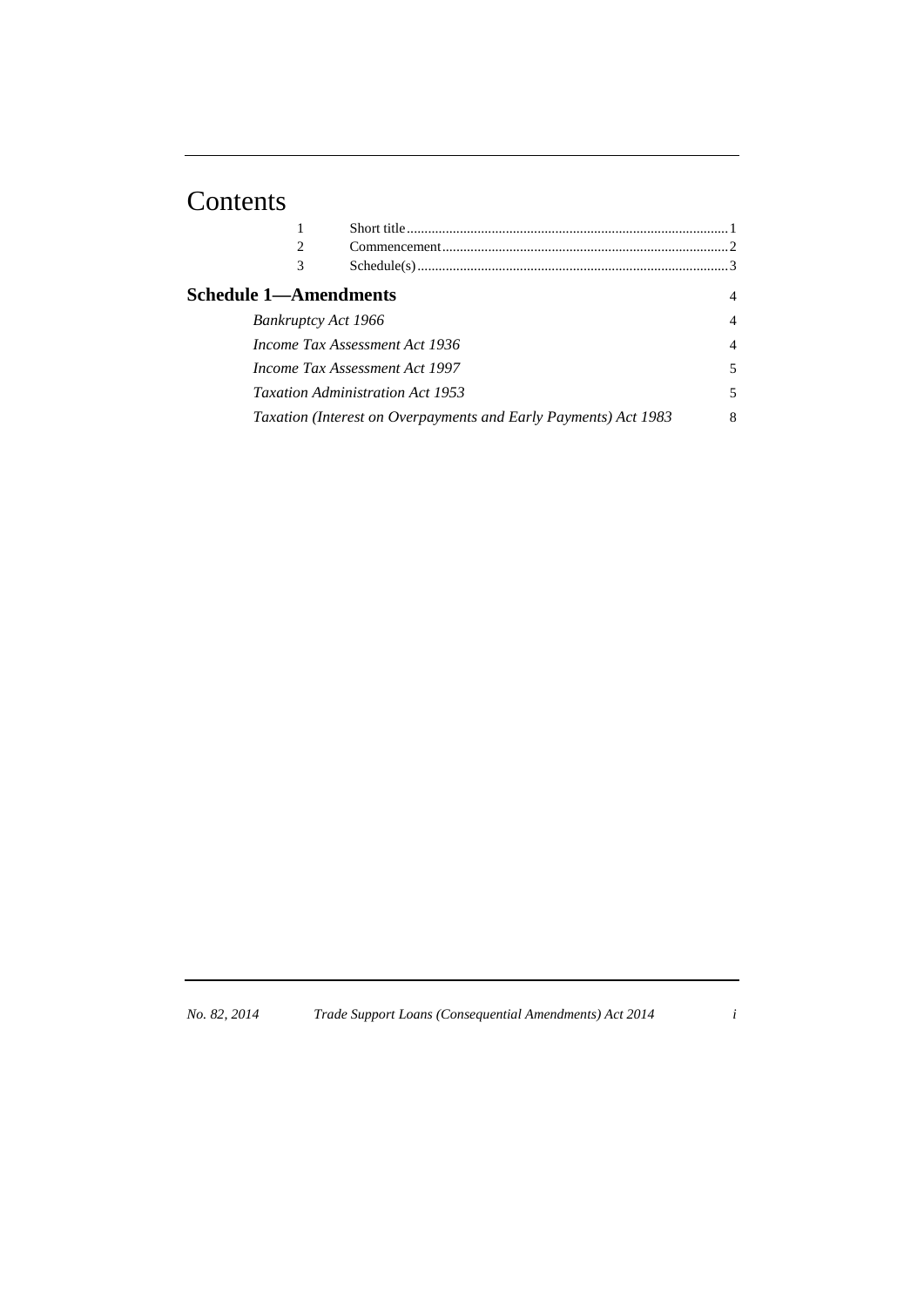# Contents

| | | |
|---|---|---|
| 1 | Short title | 1 |
| 2 | Commencement | 2 |
| 3 | Schedule(s) | 3 |

**Schedule 1—Amendments** 4

*Bankruptcy Act 1966* 4

*Income Tax Assessment Act 1936* 4

*Income Tax Assessment Act 1997* 5

*Taxation Administration Act 1953* 5

*Taxation (Interest on Overpayments and Early Payments) Act 1983* 8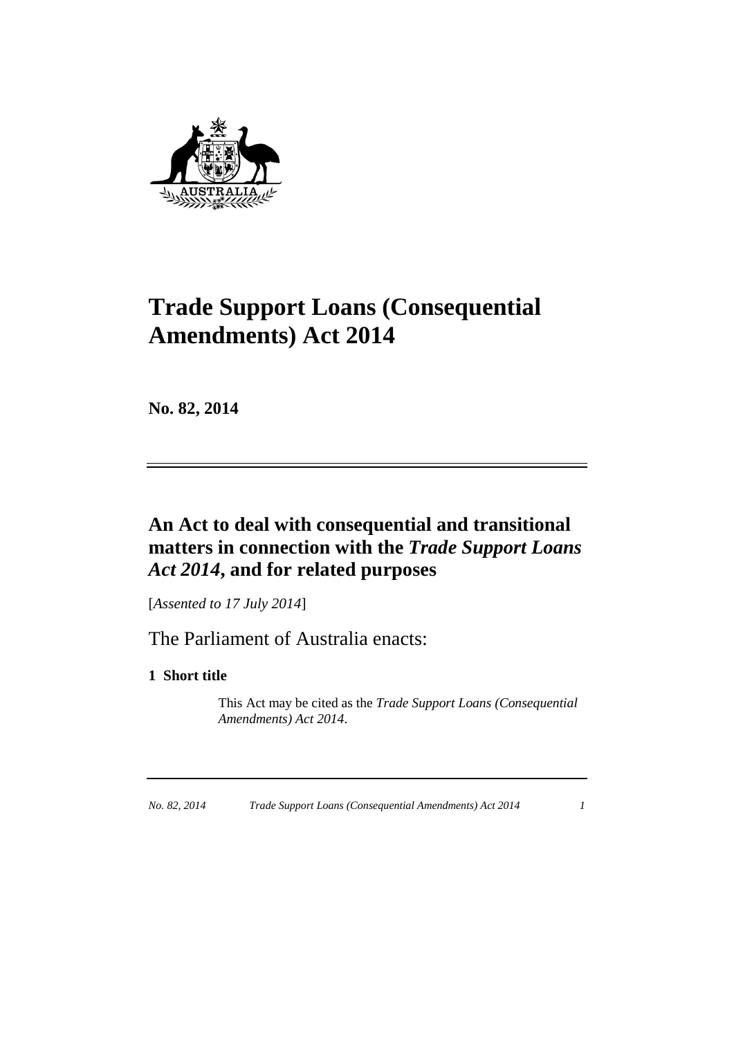# Trade Support Loans (Consequential Amendments) Act 2014

**No. 82, 2014**

## An Act to deal with consequential and transitional matters in connection with the *Trade Support Loans Act 2014*, and for related purposes

[*Assented to 17 July 2014*]

The Parliament of Australia enacts:

### 1 Short title

This Act may be cited as the *Trade Support Loans (Consequential Amendments) Act 2014*.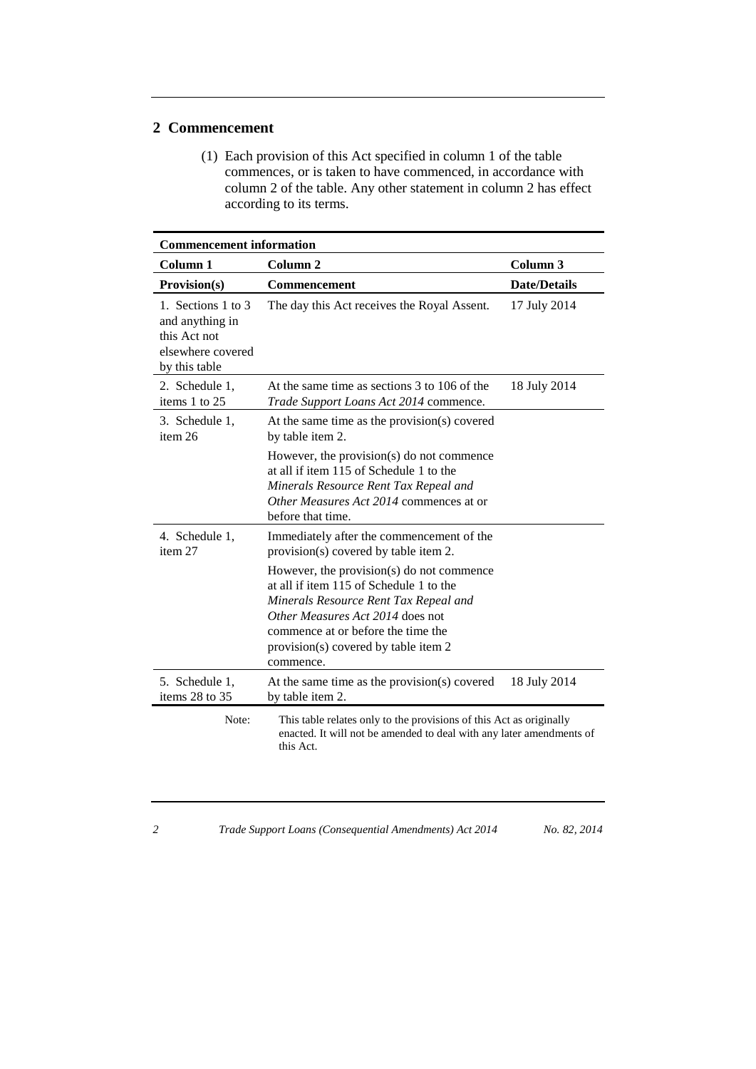## 2 Commencement

(1) Each provision of this Act specified in column 1 of the table commences, or is taken to have commenced, in accordance with column 2 of the table. Any other statement in column 2 has effect according to its terms.

| Commencement information | | |
|---|---|---|
| **Column 1** | **Column 2** | **Column 3** |
| **Provision(s)** | **Commencement** | **Date/Details** |
| 1. Sections 1 to 3 and anything in this Act not elsewhere covered by this table | The day this Act receives the Royal Assent. | 17 July 2014 |
| 2. Schedule 1, items 1 to 25 | At the same time as sections 3 to 106 of the *Trade Support Loans Act 2014* commence. | 18 July 2014 |
| 3. Schedule 1, item 26 | At the same time as the provision(s) covered by table item 2. However, the provision(s) do not commence at all if item 115 of Schedule 1 to the *Minerals Resource Rent Tax Repeal and Other Measures Act 2014* commences at or before that time. | |
| 4. Schedule 1, item 27 | Immediately after the commencement of the provision(s) covered by table item 2. However, the provision(s) do not commence at all if item 115 of Schedule 1 to the *Minerals Resource Rent Tax Repeal and Other Measures Act 2014* does not commence at or before the time the provision(s) covered by table item 2 commence. | |
| 5. Schedule 1, items 28 to 35 | At the same time as the provision(s) covered by table item 2. | 18 July 2014 |

Note: This table relates only to the provisions of this Act as originally enacted. It will not be amended to deal with any later amendments of this Act.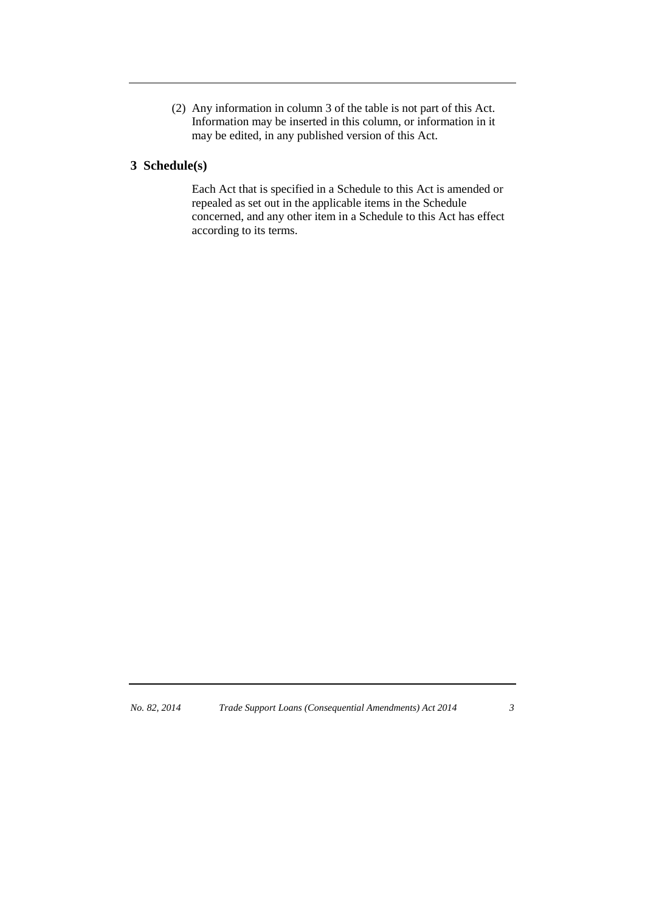(2) Any information in column 3 of the table is not part of this Act. Information may be inserted in this column, or information in it may be edited, in any published version of this Act.

## 3 Schedule(s)

Each Act that is specified in a Schedule to this Act is amended or repealed as set out in the applicable items in the Schedule concerned, and any other item in a Schedule to this Act has effect according to its terms.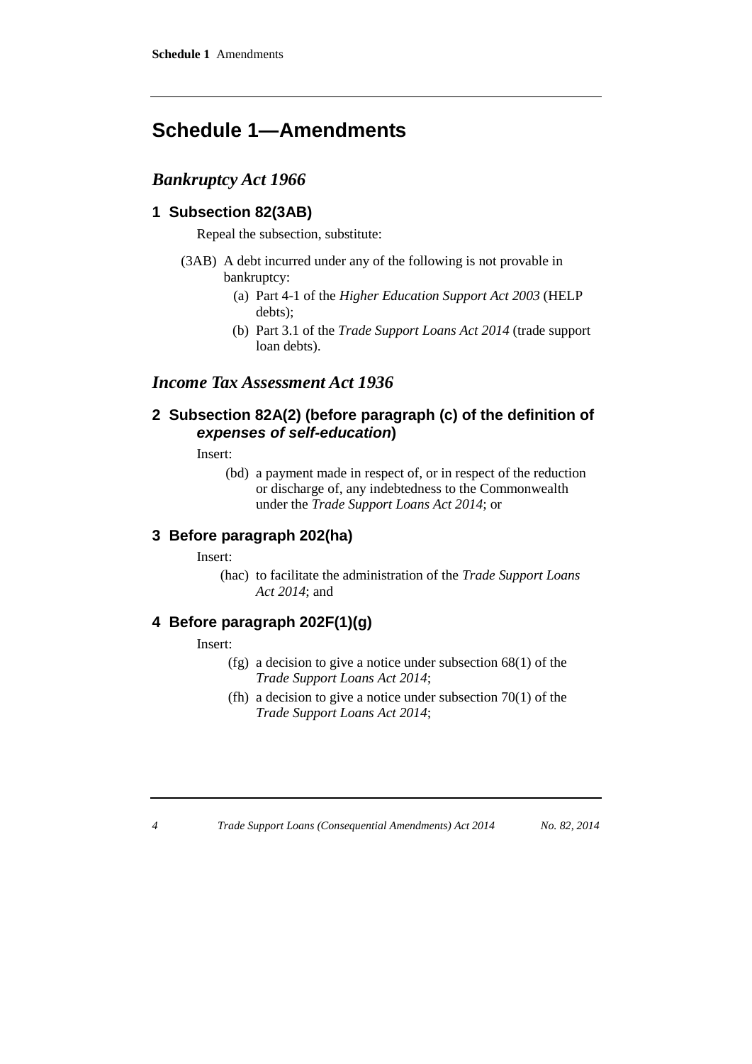# Schedule 1—Amendments

## *Bankruptcy Act 1966*

### 1 Subsection 82(3AB)

Repeal the subsection, substitute:

(3AB) A debt incurred under any of the following is not provable in bankruptcy:

(a) Part 4-1 of the *Higher Education Support Act 2003* (HELP debts);

(b) Part 3.1 of the *Trade Support Loans Act 2014* (trade support loan debts).

## *Income Tax Assessment Act 1936*

### 2 Subsection 82A(2) (before paragraph (c) of the definition of ***expenses of self-education***)

Insert:

(bd) a payment made in respect of, or in respect of the reduction or discharge of, any indebtedness to the Commonwealth under the *Trade Support Loans Act 2014*; or

### 3 Before paragraph 202(ha)

Insert:

(hac) to facilitate the administration of the *Trade Support Loans Act 2014*; and

### 4 Before paragraph 202F(1)(g)

Insert:

(fg) a decision to give a notice under subsection 68(1) of the *Trade Support Loans Act 2014*;

(fh) a decision to give a notice under subsection 70(1) of the *Trade Support Loans Act 2014*;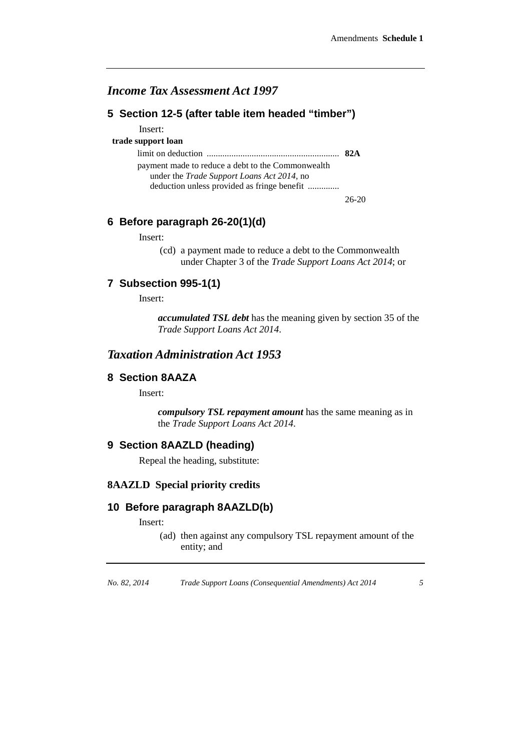## *Income Tax Assessment Act 1997*

### 5 Section 12-5 (after table item headed "timber")

Insert:

**trade support loan**

limit on deduction .......................................................... **82A**

payment made to reduce a debt to the Commonwealth under the *Trade Support Loans Act 2014*, no deduction unless provided as fringe benefit .............. 26-20

### 6 Before paragraph 26-20(1)(d)

Insert:

(cd) a payment made to reduce a debt to the Commonwealth under Chapter 3 of the *Trade Support Loans Act 2014*; or

### 7 Subsection 995-1(1)

Insert:

***accumulated TSL debt*** has the meaning given by section 35 of the *Trade Support Loans Act 2014*.

## *Taxation Administration Act 1953*

### 8 Section 8AAZA

Insert:

***compulsory TSL repayment amount*** has the same meaning as in the *Trade Support Loans Act 2014*.

### 9 Section 8AAZLD (heading)

Repeal the heading, substitute:

**8AAZLD Special priority credits**

### 10 Before paragraph 8AAZLD(b)

Insert:

(ad) then against any compulsory TSL repayment amount of the entity; and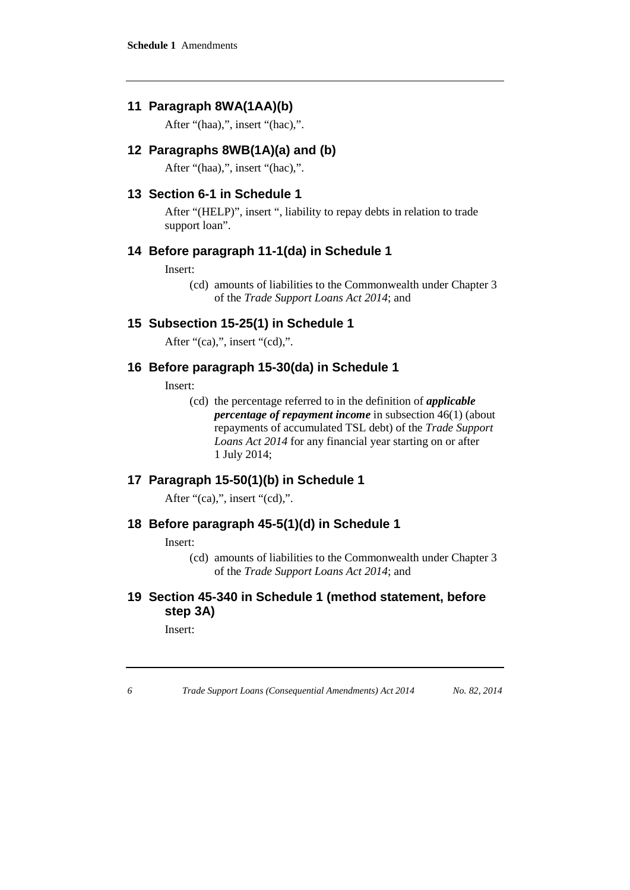## 11 Paragraph 8WA(1AA)(b)

After "(haa),", insert "(hac),".

## 12 Paragraphs 8WB(1A)(a) and (b)

After "(haa),", insert "(hac),".

## 13 Section 6-1 in Schedule 1

After "(HELP)", insert ", liability to repay debts in relation to trade support loan".

## 14 Before paragraph 11-1(da) in Schedule 1

Insert:

(cd) amounts of liabilities to the Commonwealth under Chapter 3 of the *Trade Support Loans Act 2014*; and

## 15 Subsection 15-25(1) in Schedule 1

After "(ca),", insert "(cd),".

## 16 Before paragraph 15-30(da) in Schedule 1

Insert:

(cd) the percentage referred to in the definition of ***applicable percentage of repayment income*** in subsection 46(1) (about repayments of accumulated TSL debt) of the *Trade Support Loans Act 2014* for any financial year starting on or after 1 July 2014;

## 17 Paragraph 15-50(1)(b) in Schedule 1

After "(ca),", insert "(cd),".

## 18 Before paragraph 45-5(1)(d) in Schedule 1

Insert:

(cd) amounts of liabilities to the Commonwealth under Chapter 3 of the *Trade Support Loans Act 2014*; and

## 19 Section 45-340 in Schedule 1 (method statement, before step 3A)

Insert: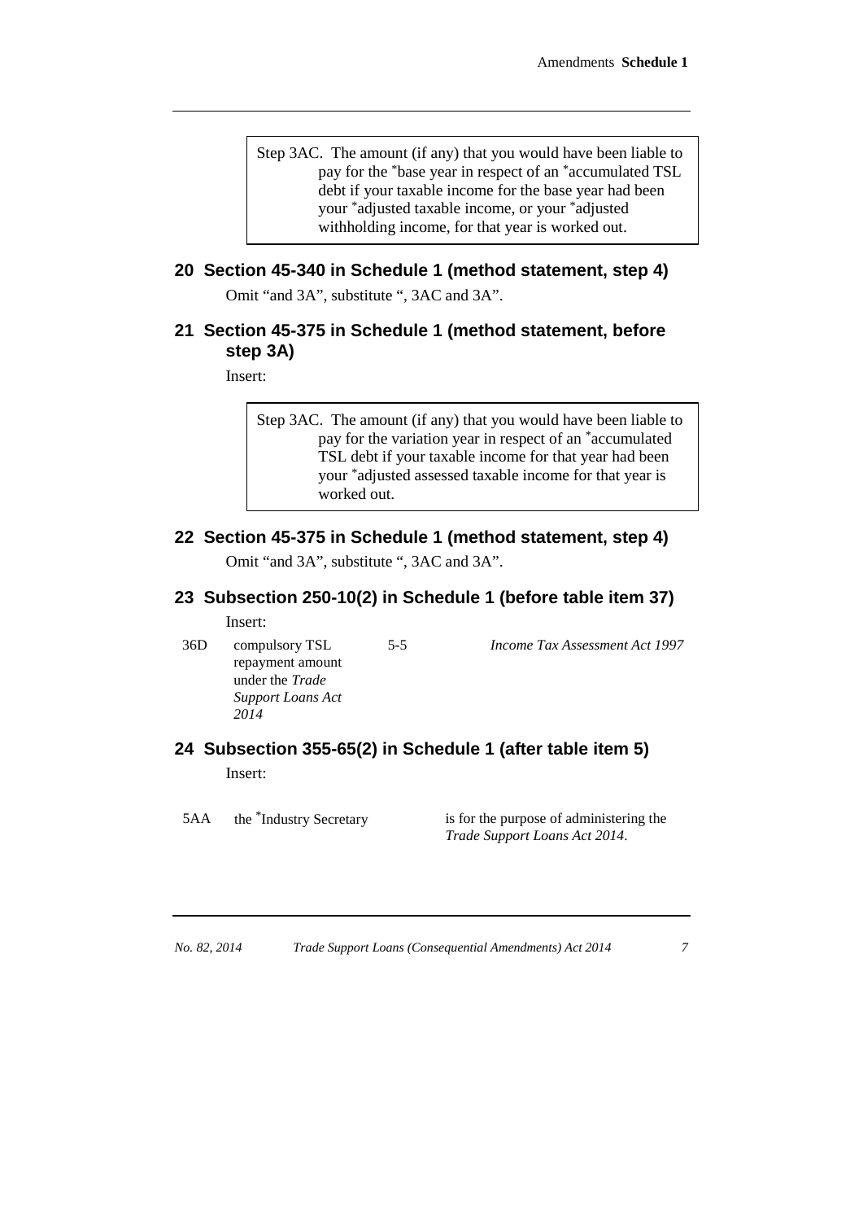Step 3AC. The amount (if any) that you would have been liable to pay for the *base year in respect of an *accumulated TSL debt if your taxable income for the base year had been your *adjusted taxable income, or your *adjusted withholding income, for that year is worked out.

## 20 Section 45-340 in Schedule 1 (method statement, step 4)

Omit "and 3A", substitute ", 3AC and 3A".

## 21 Section 45-375 in Schedule 1 (method statement, before step 3A)

Insert:

Step 3AC. The amount (if any) that you would have been liable to pay for the variation year in respect of an *accumulated TSL debt if your taxable income for that year had been your *adjusted assessed taxable income for that year is worked out.

## 22 Section 45-375 in Schedule 1 (method statement, step 4)

Omit "and 3A", substitute ", 3AC and 3A".

## 23 Subsection 250-10(2) in Schedule 1 (before table item 37)

Insert:

| | | | |
|---|---|---|---|
| 36D | compulsory TSL repayment amount under the *Trade Support Loans Act 2014* | 5-5 | *Income Tax Assessment Act 1997* |

## 24 Subsection 355-65(2) in Schedule 1 (after table item 5)

Insert:

| | | |
|---|---|---|
| 5AA | the *Industry Secretary | is for the purpose of administering the *Trade Support Loans Act 2014*. |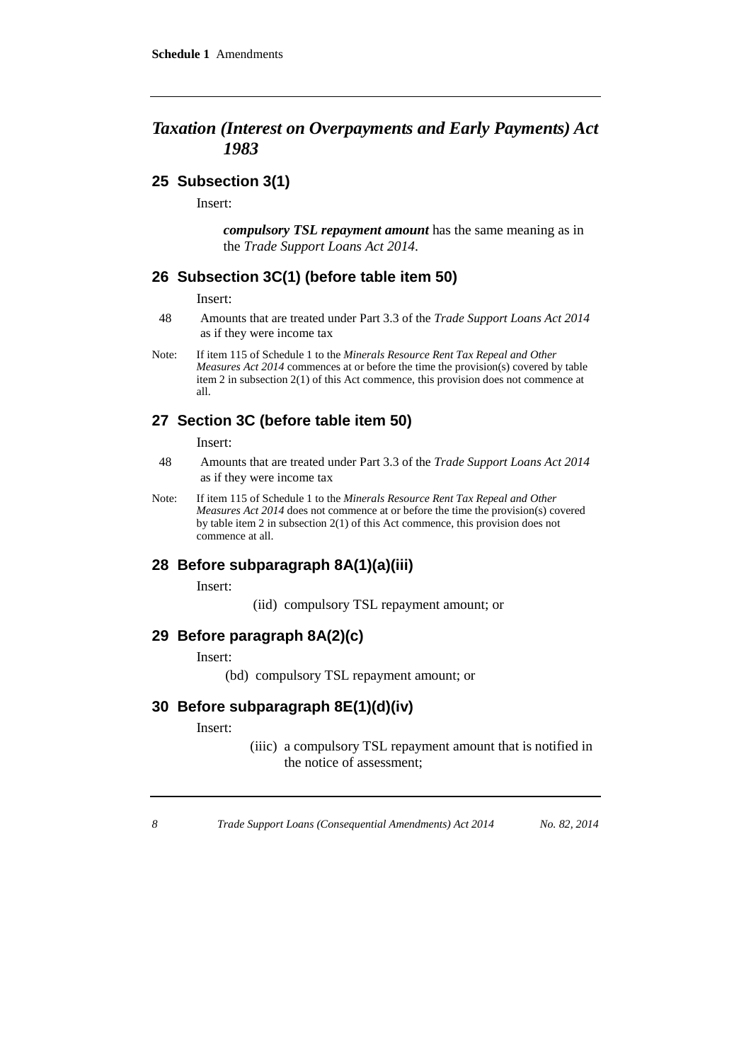## *Taxation (Interest on Overpayments and Early Payments) Act 1983*

### 25 Subsection 3(1)

Insert:

> ***compulsory TSL repayment amount*** has the same meaning as in the *Trade Support Loans Act 2014*.

### 26 Subsection 3C(1) (before table item 50)

Insert:

| | |
|---|---|
| 48 | Amounts that are treated under Part 3.3 of the *Trade Support Loans Act 2014* as if they were income tax |

Note: If item 115 of Schedule 1 to the *Minerals Resource Rent Tax Repeal and Other Measures Act 2014* commences at or before the time the provision(s) covered by table item 2 in subsection 2(1) of this Act commence, this provision does not commence at all.

### 27 Section 3C (before table item 50)

Insert:

| | |
|---|---|
| 48 | Amounts that are treated under Part 3.3 of the *Trade Support Loans Act 2014* as if they were income tax |

Note: If item 115 of Schedule 1 to the *Minerals Resource Rent Tax Repeal and Other Measures Act 2014* does not commence at or before the time the provision(s) covered by table item 2 in subsection 2(1) of this Act commence, this provision does not commence at all.

### 28 Before subparagraph 8A(1)(a)(iii)

Insert:

> (iid) compulsory TSL repayment amount; or

### 29 Before paragraph 8A(2)(c)

Insert:

> (bd) compulsory TSL repayment amount; or

### 30 Before subparagraph 8E(1)(d)(iv)

Insert:

> (iiic) a compulsory TSL repayment amount that is notified in the notice of assessment;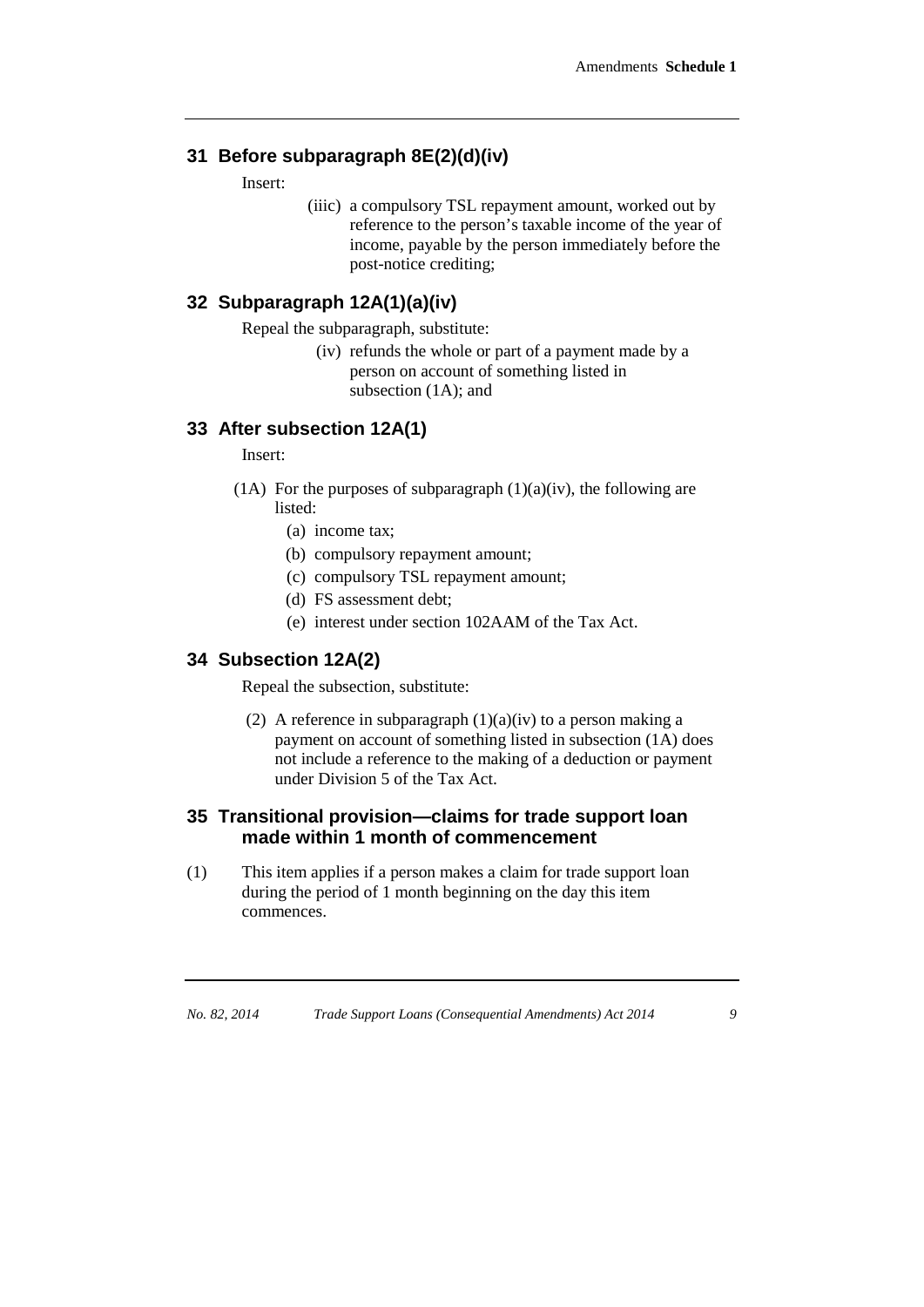## 31 Before subparagraph 8E(2)(d)(iv)

Insert:

(iiic) a compulsory TSL repayment amount, worked out by reference to the person's taxable income of the year of income, payable by the person immediately before the post-notice crediting;

## 32 Subparagraph 12A(1)(a)(iv)

Repeal the subparagraph, substitute:

(iv) refunds the whole or part of a payment made by a person on account of something listed in subsection (1A); and

## 33 After subsection 12A(1)

Insert:

(1A) For the purposes of subparagraph (1)(a)(iv), the following are listed:

- (a) income tax;
- (b) compulsory repayment amount;
- (c) compulsory TSL repayment amount;
- (d) FS assessment debt;
- (e) interest under section 102AAM of the Tax Act.

## 34 Subsection 12A(2)

Repeal the subsection, substitute:

(2) A reference in subparagraph (1)(a)(iv) to a person making a payment on account of something listed in subsection (1A) does not include a reference to the making of a deduction or payment under Division 5 of the Tax Act.

## 35 Transitional provision—claims for trade support loan made within 1 month of commencement

(1) This item applies if a person makes a claim for trade support loan during the period of 1 month beginning on the day this item commences.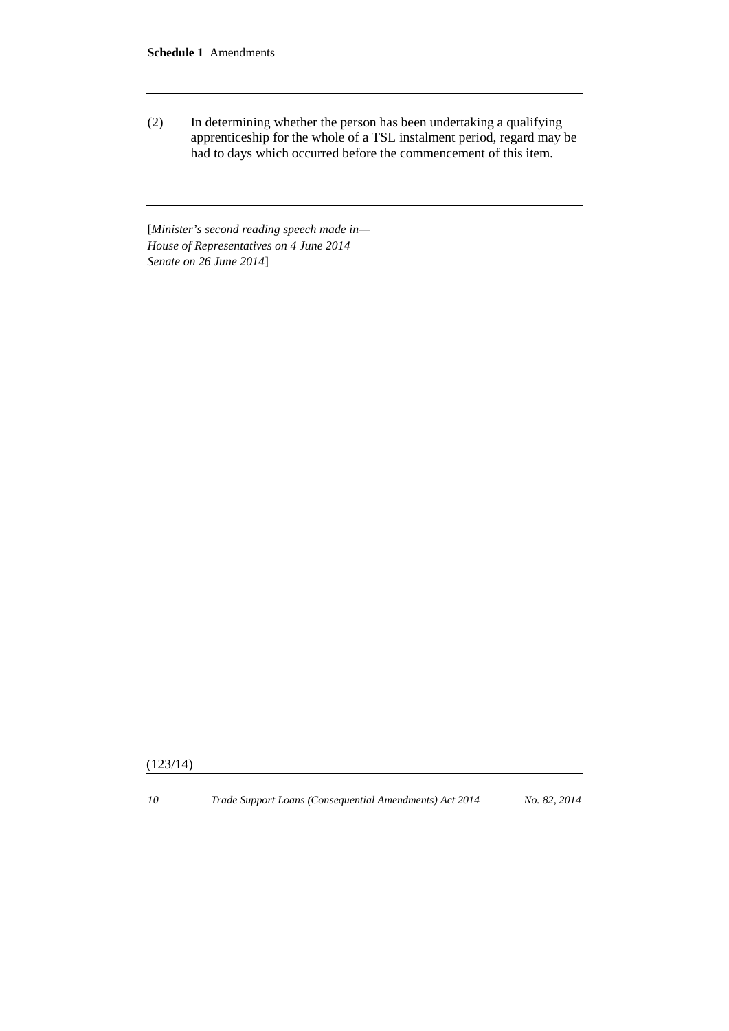(2) In determining whether the person has been undertaking a qualifying apprenticeship for the whole of a TSL instalment period, regard may be had to days which occurred before the commencement of this item.

---

[*Minister's second reading speech made in—*
*House of Representatives on 4 June 2014*
*Senate on 26 June 2014*]

(123/14)